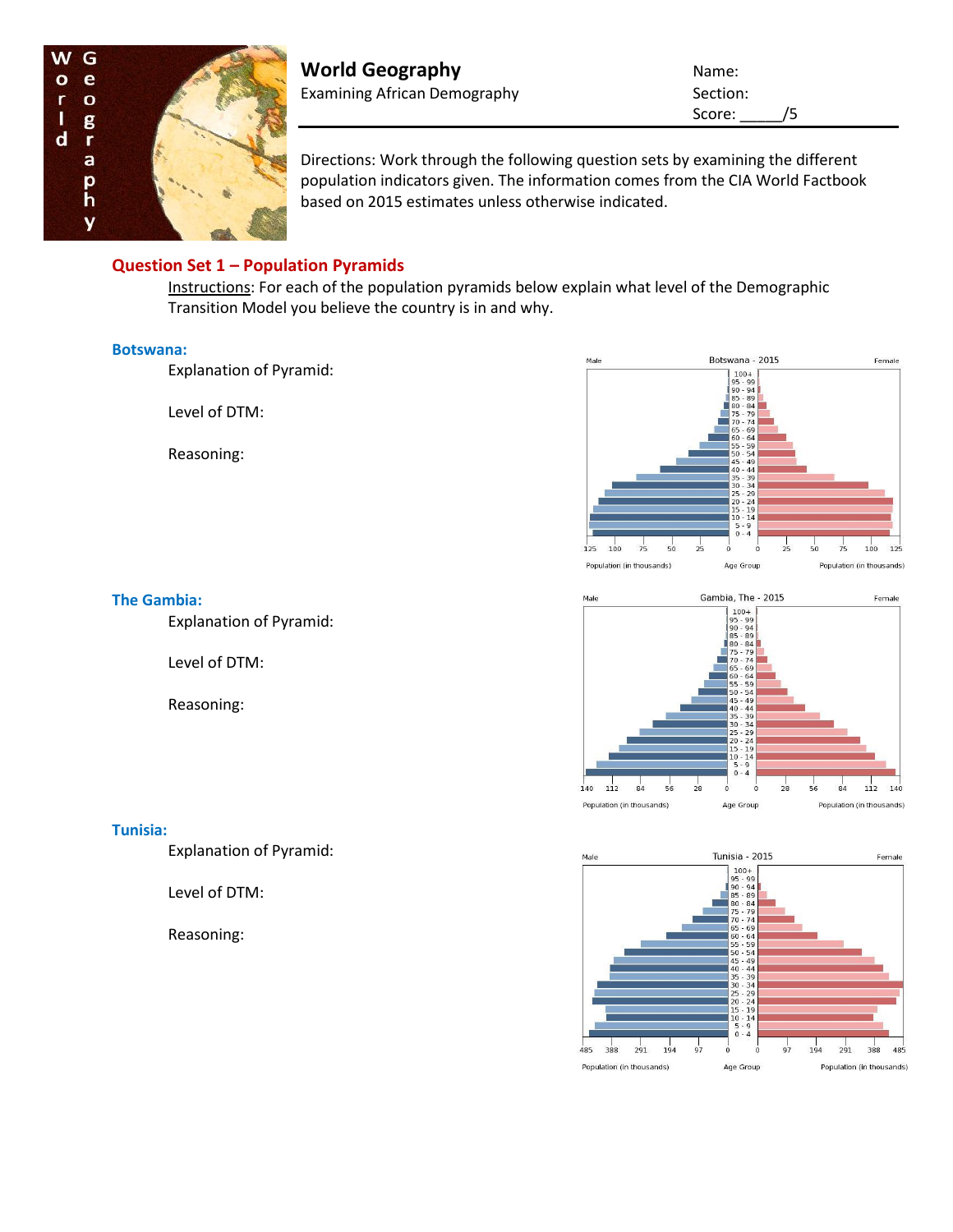# World Geography

Examining African Demography

Name:

Section:

Score: _____/5

Directions: Work through the following question sets by examining the different population indicators given. The information comes from the CIA World Factbook based on 2015 estimates unless otherwise indicated.

## Question Set 1 – Population Pyramids

Instructions: For each of the population pyramids below explain what level of the Demographic Transition Model you believe the country is in and why.

### Botswana:

Explanation of Pyramid:

Level of DTM:

Reasoning:

### The Gambia:

Explanation of Pyramid:

Level of DTM:

Reasoning:

### Tunisia:

Explanation of Pyramid:

Level of DTM:

Reasoning: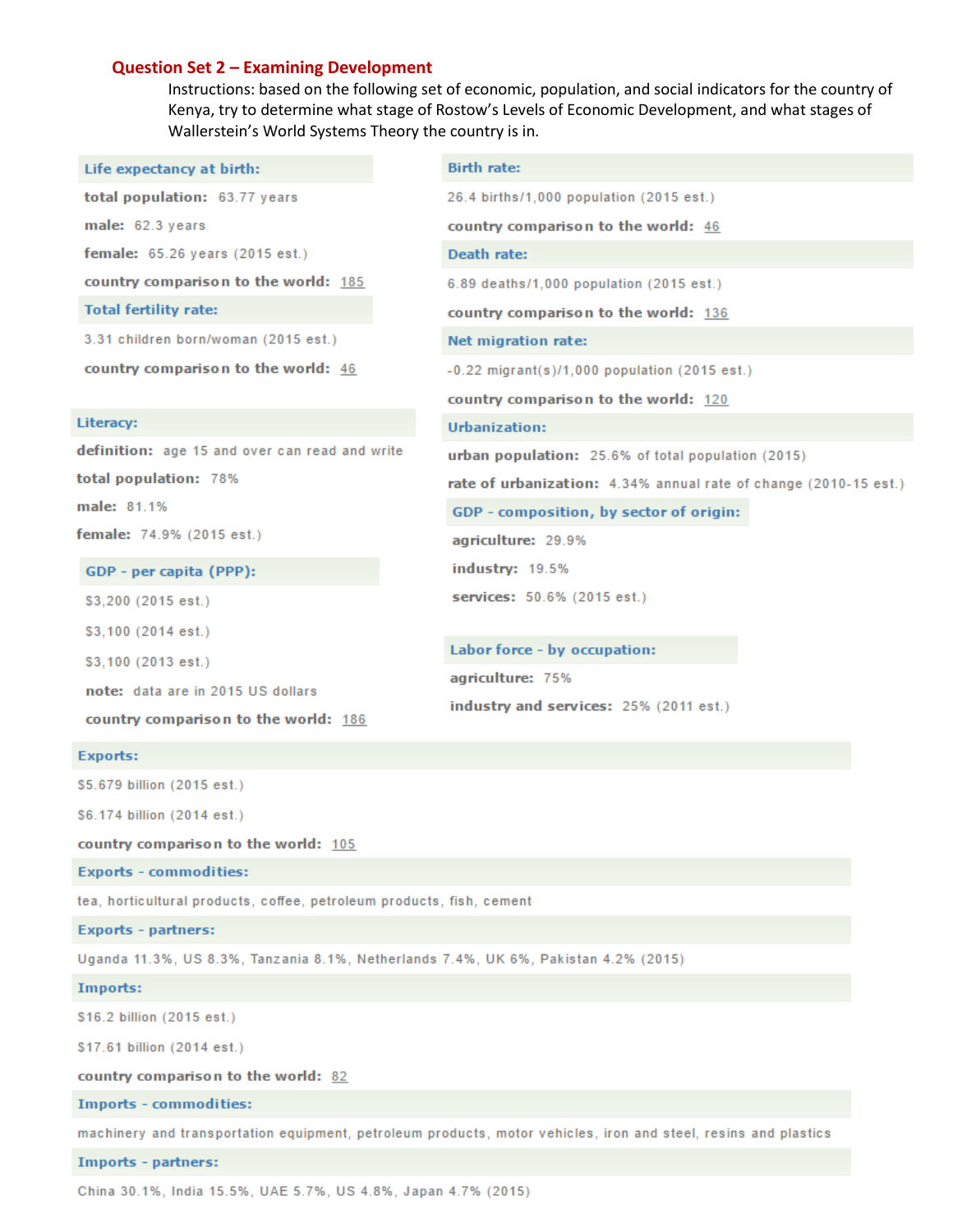## Question Set 2 – Examining Development

Instructions: based on the following set of economic, population, and social indicators for the country of Kenya, try to determine what stage of Rostow's Levels of Economic Development, and what stages of Wallerstein's World Systems Theory the country is in.

**Life expectancy at birth:**

**total population:** 63.77 years

**male:** 62.3 years

**female:** 65.26 years (2015 est.)

**country comparison to the world:** 185

**Total fertility rate:**

3.31 children born/woman (2015 est.)

**country comparison to the world:** 46

**Literacy:**

**definition:** age 15 and over can read and write

**total population:** 78%

**male:** 81.1%

**female:** 74.9% (2015 est.)

**GDP - per capita (PPP):**

$3,200 (2015 est.)

$3,100 (2014 est.)

$3,100 (2013 est.)

**note:** data are in 2015 US dollars

**country comparison to the world:** 186

**Birth rate:**

26.4 births/1,000 population (2015 est.)

**country comparison to the world:** 46

**Death rate:**

6.89 deaths/1,000 population (2015 est.)

**country comparison to the world:** 136

**Net migration rate:**

-0.22 migrant(s)/1,000 population (2015 est.)

**country comparison to the world:** 120

**Urbanization:**

**urban population:** 25.6% of total population (2015)

**rate of urbanization:** 4.34% annual rate of change (2010-15 est.)

**GDP - composition, by sector of origin:**

**agriculture:** 29.9%

**industry:** 19.5%

**services:** 50.6% (2015 est.)

**Labor force - by occupation:**

**agriculture:** 75%

**industry and services:** 25% (2011 est.)

**Exports:**

$5.679 billion (2015 est.)

$6.174 billion (2014 est.)

**country comparison to the world:** 105

**Exports - commodities:**

tea, horticultural products, coffee, petroleum products, fish, cement

**Exports - partners:**

Uganda 11.3%, US 8.3%, Tanzania 8.1%, Netherlands 7.4%, UK 6%, Pakistan 4.2% (2015)

**Imports:**

$16.2 billion (2015 est.)

$17.61 billion (2014 est.)

**country comparison to the world:** 82

**Imports - commodities:**

machinery and transportation equipment, petroleum products, motor vehicles, iron and steel, resins and plastics

**Imports - partners:**

China 30.1%, India 15.5%, UAE 5.7%, US 4.8%, Japan 4.7% (2015)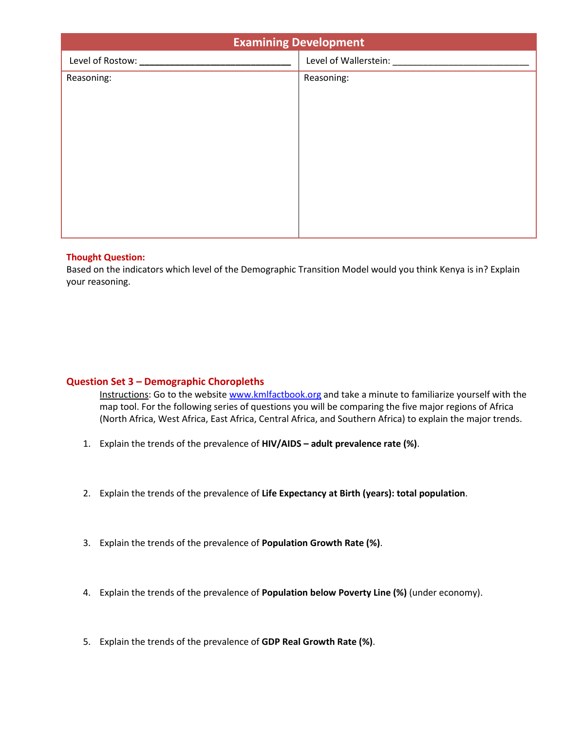| Examining Development | |
|---|---|
| Level of Rostow: ______________________________ | Level of Wallerstein: ___________________________ |
| Reasoning: | Reasoning: |

**Thought Question:**
Based on the indicators which level of the Demographic Transition Model would you think Kenya is in? Explain your reasoning.

## Question Set 3 – Demographic Choropleths

Instructions: Go to the website www.kmlfactbook.org and take a minute to familiarize yourself with the map tool. For the following series of questions you will be comparing the five major regions of Africa (North Africa, West Africa, East Africa, Central Africa, and Southern Africa) to explain the major trends.

1. Explain the trends of the prevalence of **HIV/AIDS – adult prevalence rate (%)**.

2. Explain the trends of the prevalence of **Life Expectancy at Birth (years): total population**.

3. Explain the trends of the prevalence of **Population Growth Rate (%)**.

4. Explain the trends of the prevalence of **Population below Poverty Line (%)** (under economy).

5. Explain the trends of the prevalence of **GDP Real Growth Rate (%)**.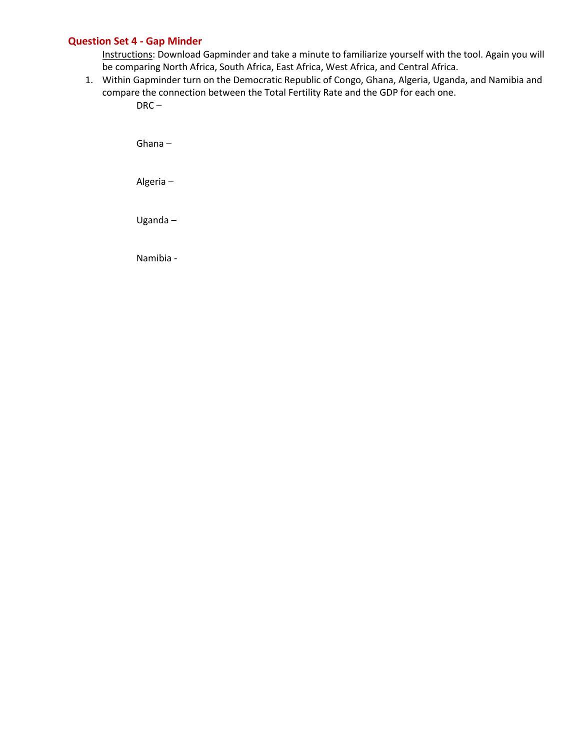## Question Set 4 - Gap Minder

Instructions: Download Gapminder and take a minute to familiarize yourself with the tool. Again you will be comparing North Africa, South Africa, East Africa, West Africa, and Central Africa.

1. Within Gapminder turn on the Democratic Republic of Congo, Ghana, Algeria, Uganda, and Namibia and compare the connection between the Total Fertility Rate and the GDP for each one.

   DRC –

   Ghana –

   Algeria –

   Uganda –

   Namibia -